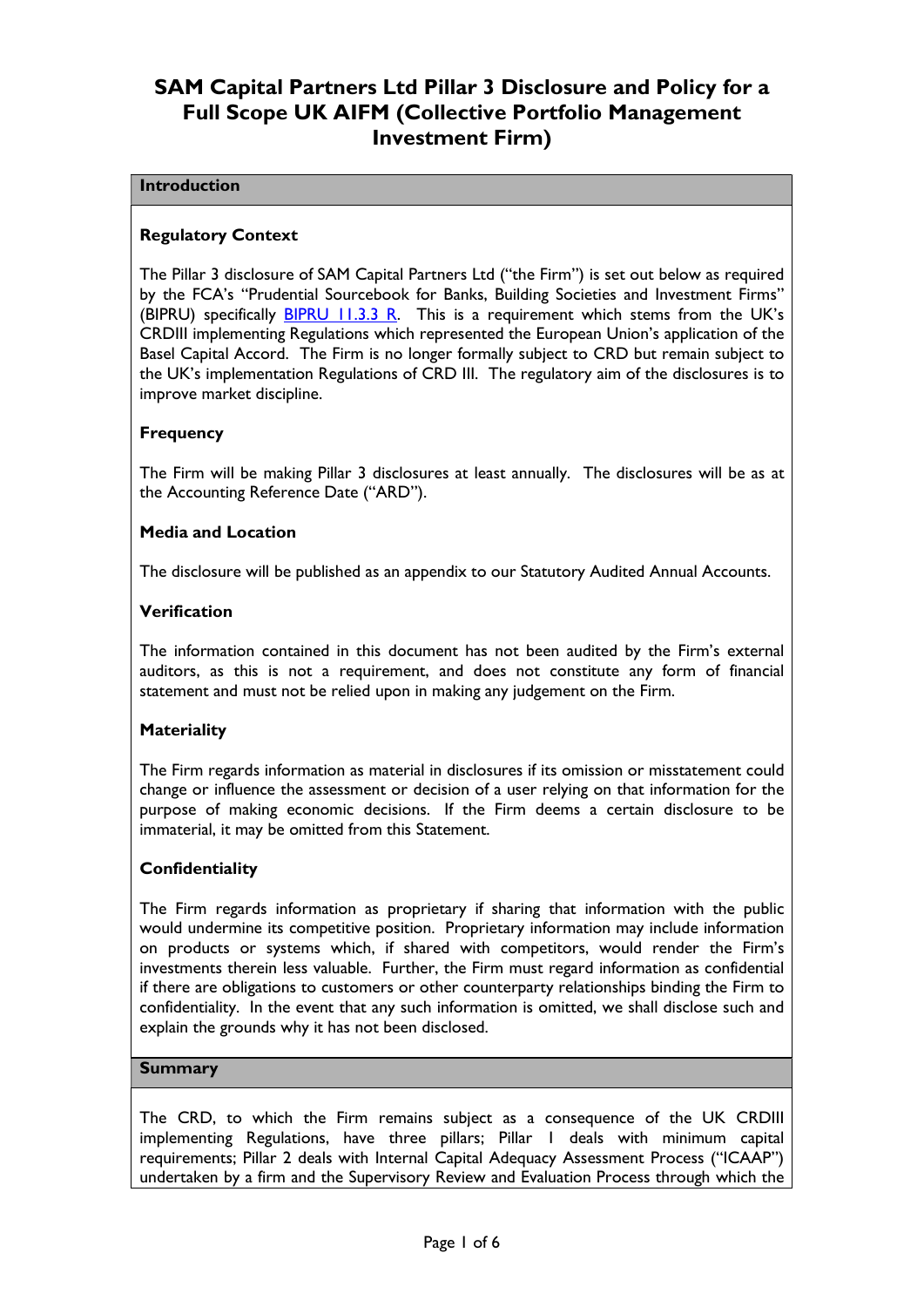# SAM Capital Partners Ltd Pillar 3 Disclosure and Policy for a Full Scope UK AIFM (Collective Portfolio Management Investment Firm)

## Introduction

### Regulatory Context

The Pillar 3 disclosure of SAM Capital Partners Ltd ("the Firm") is set out below as required by the FCA's "Prudential Sourcebook for Banks, Building Societies and Investment Firms" (BIPRU) specifically [BIPRU 11.3.3 R](). This is a requirement which stems from the UK's CRDIII implementing Regulations which represented the European Union's application of the Basel Capital Accord. The Firm is no longer formally subject to CRD but remain subject to the UK's implementation Regulations of CRD III. The regulatory aim of the disclosures is to improve market discipline.

### Frequency

The Firm will be making Pillar 3 disclosures at least annually. The disclosures will be as at the Accounting Reference Date ("ARD").

### Media and Location

The disclosure will be published as an appendix to our Statutory Audited Annual Accounts.

### Verification

The information contained in this document has not been audited by the Firm's external auditors, as this is not a requirement, and does not constitute any form of financial statement and must not be relied upon in making any judgement on the Firm.

### Materiality

The Firm regards information as material in disclosures if its omission or misstatement could change or influence the assessment or decision of a user relying on that information for the purpose of making economic decisions. If the Firm deems a certain disclosure to be immaterial, it may be omitted from this Statement.

### Confidentiality

The Firm regards information as proprietary if sharing that information with the public would undermine its competitive position. Proprietary information may include information on products or systems which, if shared with competitors, would render the Firm's investments therein less valuable. Further, the Firm must regard information as confidential if there are obligations to customers or other counterparty relationships binding the Firm to confidentiality. In the event that any such information is omitted, we shall disclose such and explain the grounds why it has not been disclosed.

## Summary

The CRD, to which the Firm remains subject as a consequence of the UK CRDIII implementing Regulations, have three pillars; Pillar 1 deals with minimum capital requirements; Pillar 2 deals with Internal Capital Adequacy Assessment Process ("ICAAP") undertaken by a firm and the Supervisory Review and Evaluation Process through which the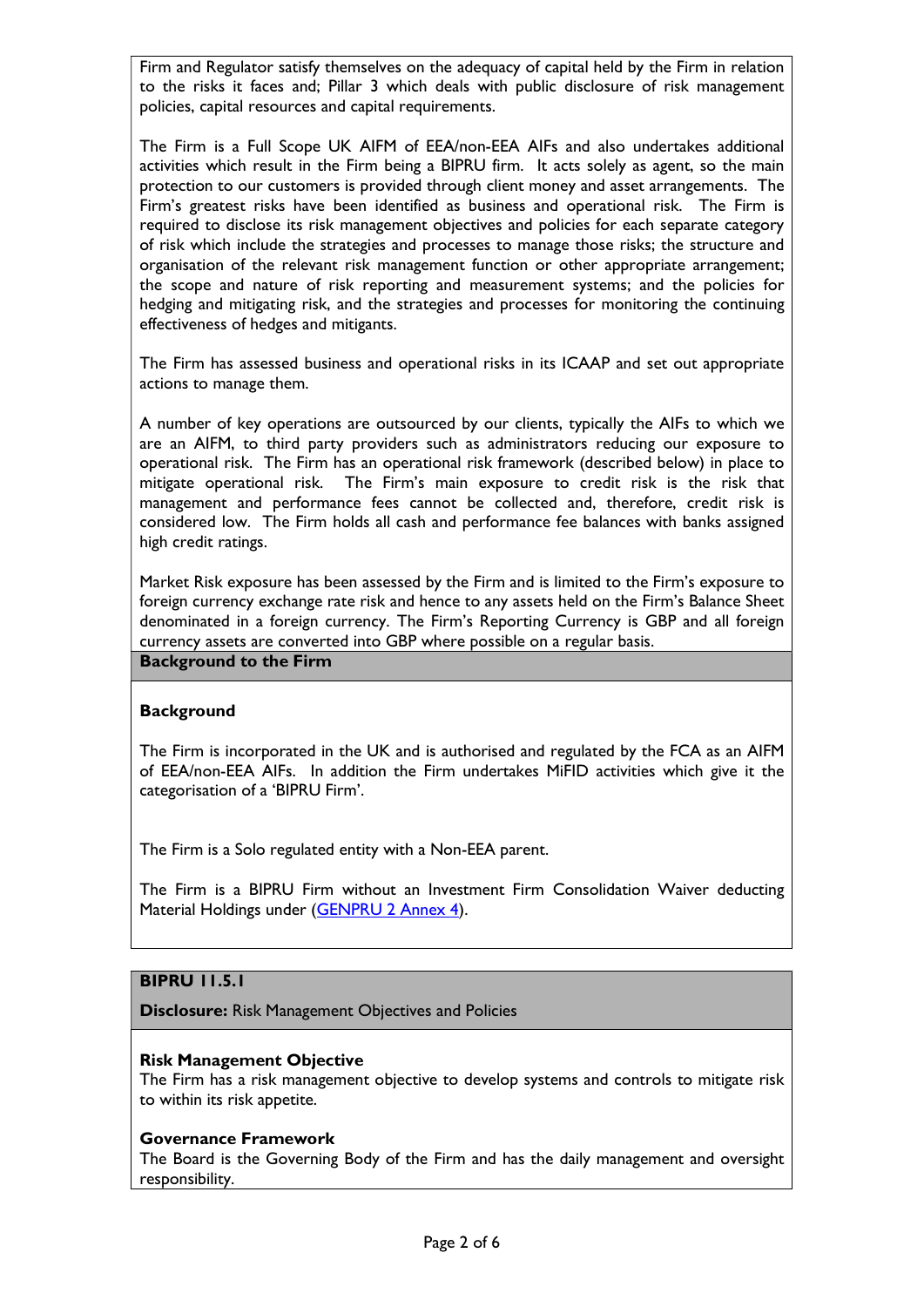Firm and Regulator satisfy themselves on the adequacy of capital held by the Firm in relation to the risks it faces and; Pillar 3 which deals with public disclosure of risk management policies, capital resources and capital requirements.

The Firm is a Full Scope UK AIFM of EEA/non-EEA AIFs and also undertakes additional activities which result in the Firm being a BIPRU firm. It acts solely as agent, so the main protection to our customers is provided through client money and asset arrangements. The Firm's greatest risks have been identified as business and operational risk. The Firm is required to disclose its risk management objectives and policies for each separate category of risk which include the strategies and processes to manage those risks; the structure and organisation of the relevant risk management function or other appropriate arrangement; the scope and nature of risk reporting and measurement systems; and the policies for hedging and mitigating risk, and the strategies and processes for monitoring the continuing effectiveness of hedges and mitigants.

The Firm has assessed business and operational risks in its ICAAP and set out appropriate actions to manage them.

A number of key operations are outsourced by our clients, typically the AIFs to which we are an AIFM, to third party providers such as administrators reducing our exposure to operational risk. The Firm has an operational risk framework (described below) in place to mitigate operational risk. The Firm's main exposure to credit risk is the risk that management and performance fees cannot be collected and, therefore, credit risk is considered low. The Firm holds all cash and performance fee balances with banks assigned high credit ratings.

Market Risk exposure has been assessed by the Firm and is limited to the Firm's exposure to foreign currency exchange rate risk and hence to any assets held on the Firm's Balance Sheet denominated in a foreign currency. The Firm's Reporting Currency is GBP and all foreign currency assets are converted into GBP where possible on a regular basis.

## Background to the Firm

### Background

The Firm is incorporated in the UK and is authorised and regulated by the FCA as an AIFM of EEA/non-EEA AIFs. In addition the Firm undertakes MiFID activities which give it the categorisation of a 'BIPRU Firm'.

The Firm is a Solo regulated entity with a Non-EEA parent.

The Firm is a BIPRU Firm without an Investment Firm Consolidation Waiver deducting Material Holdings under (GENPRU 2 Annex 4).

## BIPRU 11.5.1

**Disclosure:** Risk Management Objectives and Policies

### Risk Management Objective

The Firm has a risk management objective to develop systems and controls to mitigate risk to within its risk appetite.

### Governance Framework

The Board is the Governing Body of the Firm and has the daily management and oversight responsibility.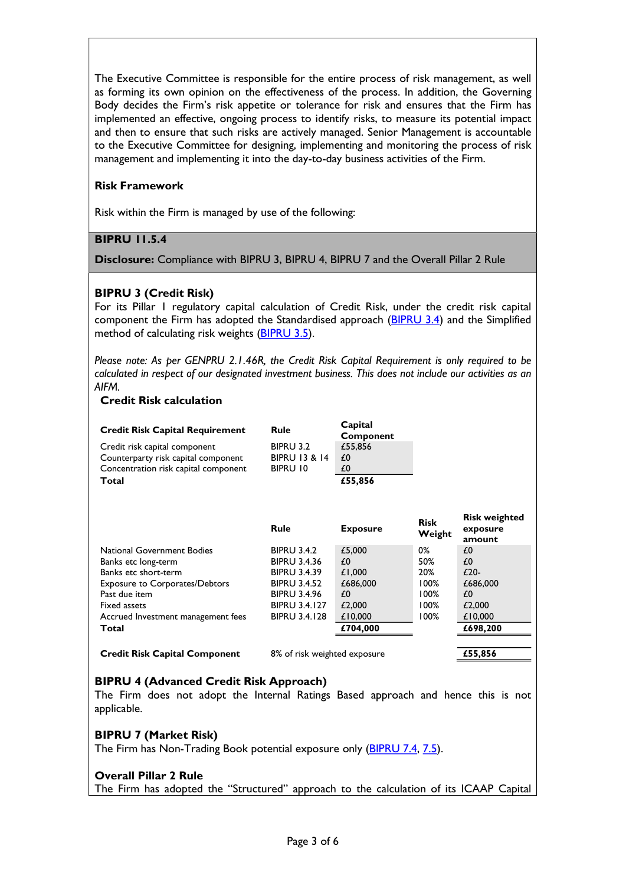The Executive Committee is responsible for the entire process of risk management, as well as forming its own opinion on the effectiveness of the process. In addition, the Governing Body decides the Firm's risk appetite or tolerance for risk and ensures that the Firm has implemented an effective, ongoing process to identify risks, to measure its potential impact and then to ensure that such risks are actively managed. Senior Management is accountable to the Executive Committee for designing, implementing and monitoring the process of risk management and implementing it into the day-to-day business activities of the Firm.

**Risk Framework**

Risk within the Firm is managed by use of the following:

**BIPRU 11.5.4**

**Disclosure:** Compliance with BIPRU 3, BIPRU 4, BIPRU 7 and the Overall Pillar 2 Rule

**BIPRU 3 (Credit Risk)**

For its Pillar I regulatory capital calculation of Credit Risk, under the credit risk capital component the Firm has adopted the Standardised approach (BIPRU 3.4) and the Simplified method of calculating risk weights (BIPRU 3.5).

*Please note: As per GENPRU 2.1.46R, the Credit Risk Capital Requirement is only required to be calculated in respect of our designated investment business. This does not include our activities as an AIFM.*

**Credit Risk calculation**

| **Credit Risk Capital Requirement** | **Rule** | **Capital Component** |
|---|---|---|
| Credit risk capital component | BIPRU 3.2 | £55,856 |
| Counterparty risk capital component | BIPRU 13 & 14 | £0 |
| Concentration risk capital component | BIPRU 10 | £0 |
| **Total** | | **£55,856** |

| | **Rule** | **Exposure** | **Risk Weight** | **Risk weighted exposure amount** |
|---|---|---|---|---|
| National Government Bodies | BIPRU 3.4.2 | £5,000 | 0% | £0 |
| Banks etc long-term | BIPRU 3.4.36 | £0 | 50% | £0 |
| Banks etc short-term | BIPRU 3.4.39 | £1,000 | 20% | £20- |
| Exposure to Corporates/Debtors | BIPRU 3.4.52 | £686,000 | 100% | £686,000 |
| Past due item | BIPRU 3.4.96 | £0 | 100% | £0 |
| Fixed assets | BIPRU 3.4.127 | £2,000 | 100% | £2,000 |
| Accrued Investment management fees | BIPRU 3.4.128 | £10,000 | 100% | £10,000 |
| **Total** | | **£704,000** | | **£698,200** |
| | | | | |
| **Credit Risk Capital Component** | 8% of risk weighted exposure | | | **£55,856** |

**BIPRU 4 (Advanced Credit Risk Approach)**

The Firm does not adopt the Internal Ratings Based approach and hence this is not applicable.

**BIPRU 7 (Market Risk)**

The Firm has Non-Trading Book potential exposure only (BIPRU 7.4, 7.5).

**Overall Pillar 2 Rule**

The Firm has adopted the "Structured" approach to the calculation of its ICAAP Capital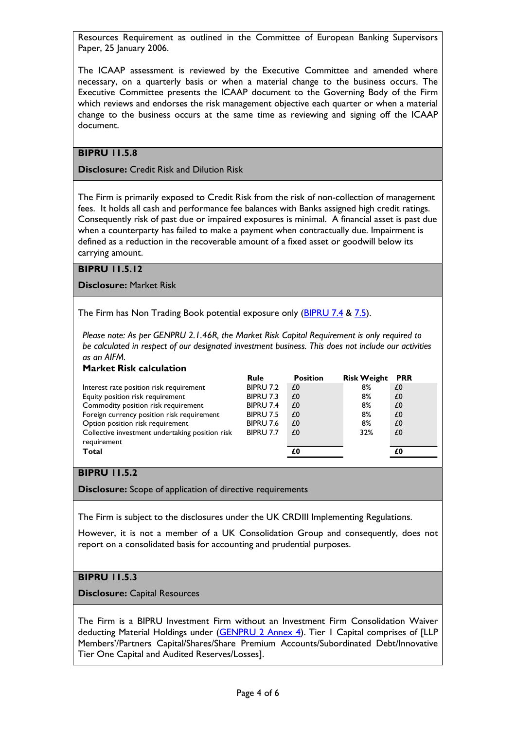Resources Requirement as outlined in the Committee of European Banking Supervisors Paper, 25 January 2006.

The ICAAP assessment is reviewed by the Executive Committee and amended where necessary, on a quarterly basis or when a material change to the business occurs. The Executive Committee presents the ICAAP document to the Governing Body of the Firm which reviews and endorses the risk management objective each quarter or when a material change to the business occurs at the same time as reviewing and signing off the ICAAP document.

**BIPRU 11.5.8**

**Disclosure:** Credit Risk and Dilution Risk

The Firm is primarily exposed to Credit Risk from the risk of non-collection of management fees. It holds all cash and performance fee balances with Banks assigned high credit ratings. Consequently risk of past due or impaired exposures is minimal. A financial asset is past due when a counterparty has failed to make a payment when contractually due. Impairment is defined as a reduction in the recoverable amount of a fixed asset or goodwill below its carrying amount.

**BIPRU 11.5.12**

**Disclosure:** Market Risk

The Firm has Non Trading Book potential exposure only (BIPRU 7.4 & 7.5).

*Please note: As per GENPRU 2.1.46R, the Market Risk Capital Requirement is only required to be calculated in respect of our designated investment business. This does not include our activities as an AIFM.*

**Market Risk calculation**

| | Rule | Position | Risk Weight | PRR |
|---|---|---|---|---|
| Interest rate position risk requirement | BIPRU 7.2 | £0 | 8% | £0 |
| Equity position risk requirement | BIPRU 7.3 | £0 | 8% | £0 |
| Commodity position risk requirement | BIPRU 7.4 | £0 | 8% | £0 |
| Foreign currency position risk requirement | BIPRU 7.5 | £0 | 8% | £0 |
| Option position risk requirement | BIPRU 7.6 | £0 | 8% | £0 |
| Collective investment undertaking position risk requirement | BIPRU 7.7 | £0 | 32% | £0 |
| **Total** | | **£0** | | **£0** |

**BIPRU 11.5.2**

**Disclosure:** Scope of application of directive requirements

The Firm is subject to the disclosures under the UK CRDIII Implementing Regulations.

However, it is not a member of a UK Consolidation Group and consequently, does not report on a consolidated basis for accounting and prudential purposes.

**BIPRU 11.5.3**

**Disclosure:** Capital Resources

The Firm is a BIPRU Investment Firm without an Investment Firm Consolidation Waiver deducting Material Holdings under (GENPRU 2 Annex 4). Tier 1 Capital comprises of [LLP Members'/Partners Capital/Shares/Share Premium Accounts/Subordinated Debt/Innovative Tier One Capital and Audited Reserves/Losses].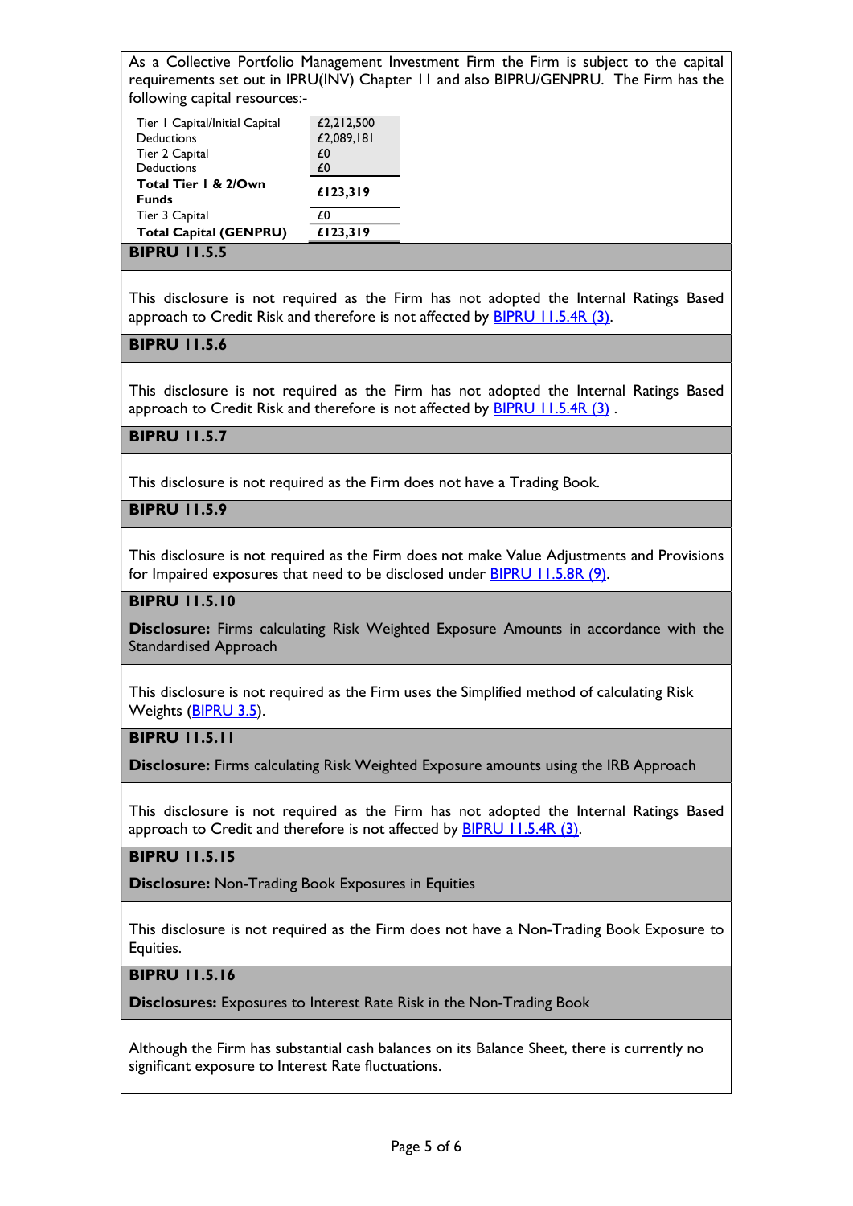As a Collective Portfolio Management Investment Firm the Firm is subject to the capital requirements set out in IPRU(INV) Chapter 11 and also BIPRU/GENPRU. The Firm has the following capital resources:-

| | |
|---|---|
| Tier 1 Capital/Initial Capital | £2,212,500 |
| Deductions | £2,089,181 |
| Tier 2 Capital | £0 |
| Deductions | £0 |
| **Total Tier 1 & 2/Own Funds** | **£123,319** |
| Tier 3 Capital | £0 |
| **Total Capital (GENPRU)** | **£123,319** |

**BIPRU 11.5.5**

This disclosure is not required as the Firm has not adopted the Internal Ratings Based approach to Credit Risk and therefore is not affected by BIPRU 11.5.4R (3).

**BIPRU 11.5.6**

This disclosure is not required as the Firm has not adopted the Internal Ratings Based approach to Credit Risk and therefore is not affected by BIPRU 11.5.4R (3) .

**BIPRU 11.5.7**

This disclosure is not required as the Firm does not have a Trading Book.

**BIPRU 11.5.9**

This disclosure is not required as the Firm does not make Value Adjustments and Provisions for Impaired exposures that need to be disclosed under BIPRU 11.5.8R (9).

**BIPRU 11.5.10**

**Disclosure:** Firms calculating Risk Weighted Exposure Amounts in accordance with the Standardised Approach

This disclosure is not required as the Firm uses the Simplified method of calculating Risk Weights (BIPRU 3.5).

**BIPRU 11.5.11**

**Disclosure:** Firms calculating Risk Weighted Exposure amounts using the IRB Approach

This disclosure is not required as the Firm has not adopted the Internal Ratings Based approach to Credit and therefore is not affected by BIPRU 11.5.4R (3).

**BIPRU 11.5.15**

**Disclosure:** Non-Trading Book Exposures in Equities

This disclosure is not required as the Firm does not have a Non-Trading Book Exposure to Equities.

**BIPRU 11.5.16**

**Disclosures:** Exposures to Interest Rate Risk in the Non-Trading Book

Although the Firm has substantial cash balances on its Balance Sheet, there is currently no significant exposure to Interest Rate fluctuations.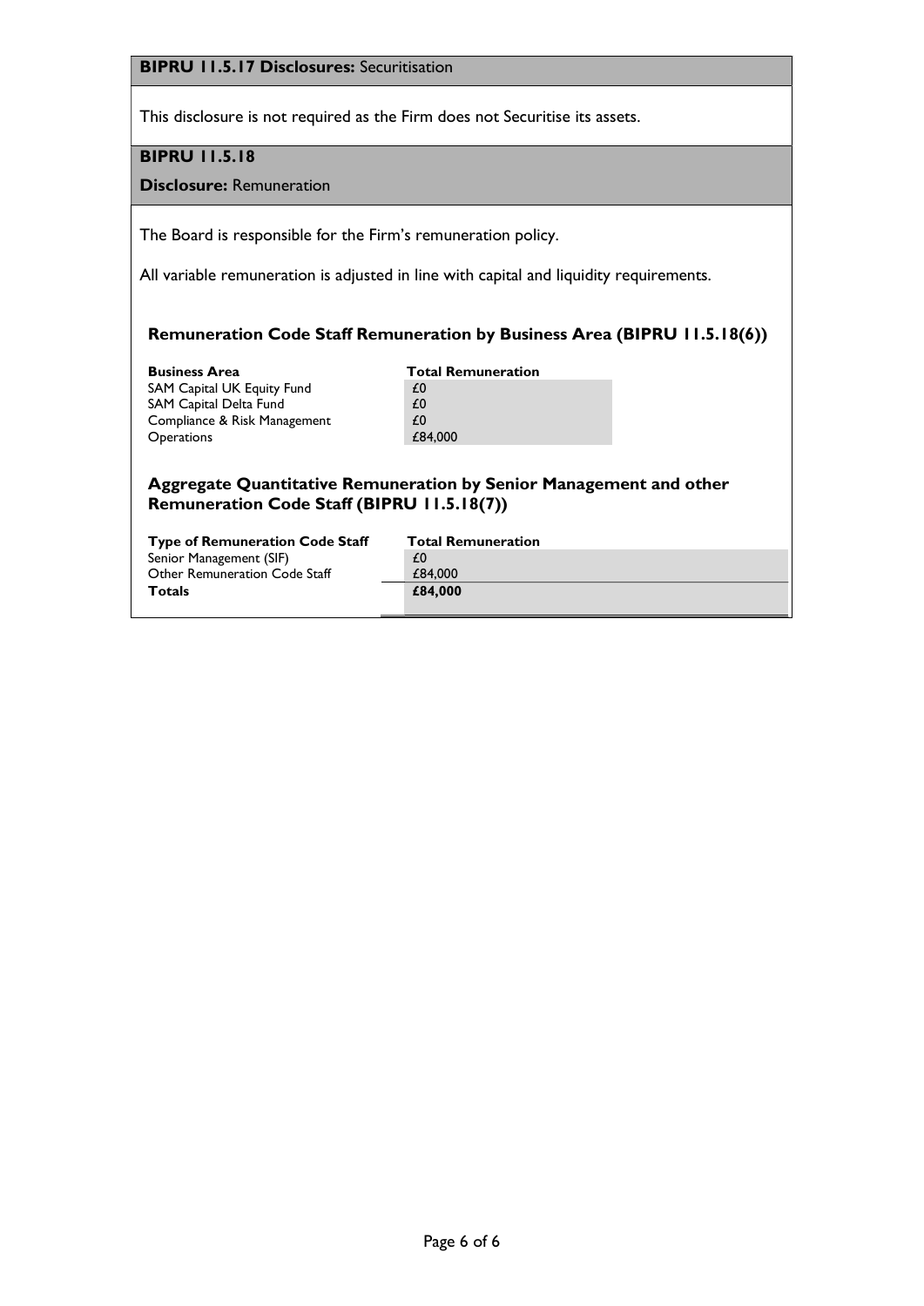## BIPRU 11.5.17 Disclosures: Securitisation

This disclosure is not required as the Firm does not Securitise its assets.

## BIPRU 11.5.18

**Disclosure:** Remuneration

The Board is responsible for the Firm's remuneration policy.

All variable remuneration is adjusted in line with capital and liquidity requirements.

### Remuneration Code Staff Remuneration by Business Area (BIPRU 11.5.18(6))

| Business Area | Total Remuneration |
|---|---|
| SAM Capital UK Equity Fund | £0 |
| SAM Capital Delta Fund | £0 |
| Compliance & Risk Management | £0 |
| Operations | £84,000 |

### Aggregate Quantitative Remuneration by Senior Management and other Remuneration Code Staff (BIPRU 11.5.18(7))

| Type of Remuneration Code Staff | Total Remuneration |
|---|---|
| Senior Management (SIF) | £0 |
| Other Remuneration Code Staff | £84,000 |
| **Totals** | **£84,000** |